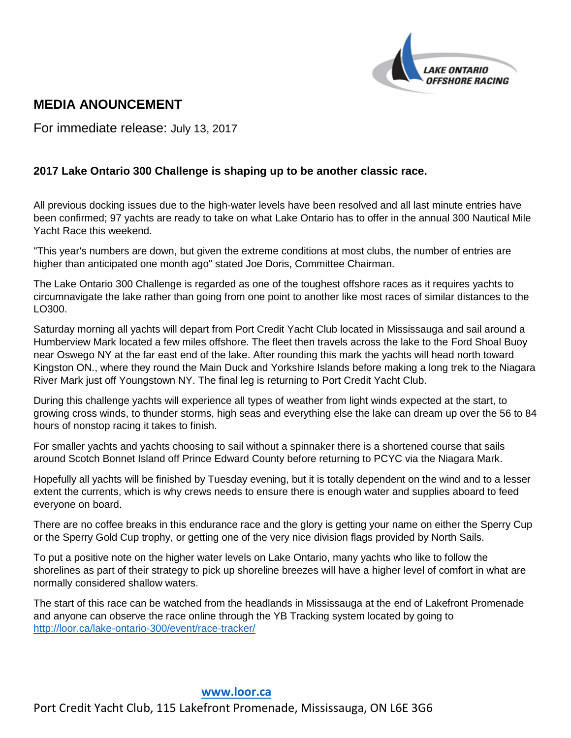LAKE ONTARIO OFFSHORE RACING

## MEDIA ANOUNCEMENT

For immediate release: July 13, 2017

**2017 Lake Ontario 300 Challenge is shaping up to be another classic race.**

All previous docking issues due to the high-water levels have been resolved and all last minute entries have been confirmed; 97 yachts are ready to take on what Lake Ontario has to offer in the annual 300 Nautical Mile Yacht Race this weekend.

"This year's numbers are down, but given the extreme conditions at most clubs, the number of entries are higher than anticipated one month ago" stated Joe Doris, Committee Chairman.

The Lake Ontario 300 Challenge is regarded as one of the toughest offshore races as it requires yachts to circumnavigate the lake rather than going from one point to another like most races of similar distances to the LO300.

Saturday morning all yachts will depart from Port Credit Yacht Club located in Mississauga and sail around a Humberview Mark located a few miles offshore. The fleet then travels across the lake to the Ford Shoal Buoy near Oswego NY at the far east end of the lake. After rounding this mark the yachts will head north toward Kingston ON., where they round the Main Duck and Yorkshire Islands before making a long trek to the Niagara River Mark just off Youngstown NY. The final leg is returning to Port Credit Yacht Club.

During this challenge yachts will experience all types of weather from light winds expected at the start, to growing cross winds, to thunder storms, high seas and everything else the lake can dream up over the 56 to 84 hours of nonstop racing it takes to finish.

For smaller yachts and yachts choosing to sail without a spinnaker there is a shortened course that sails around Scotch Bonnet Island off Prince Edward County before returning to PCYC via the Niagara Mark.

Hopefully all yachts will be finished by Tuesday evening, but it is totally dependent on the wind and to a lesser extent the currents, which is why crews needs to ensure there is enough water and supplies aboard to feed everyone on board.

There are no coffee breaks in this endurance race and the glory is getting your name on either the Sperry Cup or the Sperry Gold Cup trophy, or getting one of the very nice division flags provided by North Sails.

To put a positive note on the higher water levels on Lake Ontario, many yachts who like to follow the shorelines as part of their strategy to pick up shoreline breezes will have a higher level of comfort in what are normally considered shallow waters.

The start of this race can be watched from the headlands in Mississauga at the end of Lakefront Promenade and anyone can observe the race online through the YB Tracking system located by going to http://loor.ca/lake-ontario-300/event/race-tracker/

**www.loor.ca**

Port Credit Yacht Club, 115 Lakefront Promenade, Mississauga, ON L6E 3G6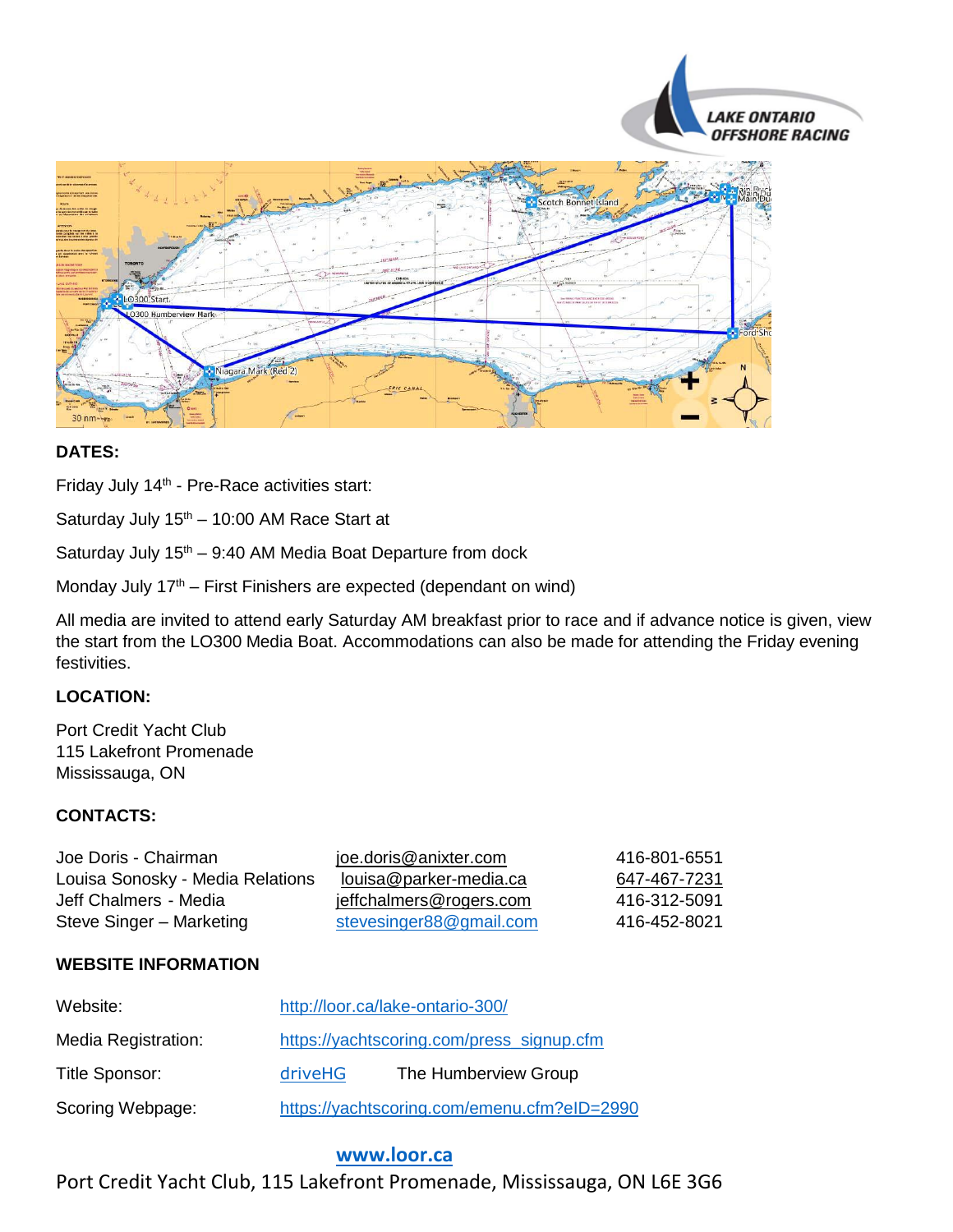**DATES:**

Friday July 14th - Pre-Race activities start:

Saturday July 15th – 10:00 AM Race Start at

Saturday July 15th – 9:40 AM Media Boat Departure from dock

Monday July 17th – First Finishers are expected (dependant on wind)

All media are invited to attend early Saturday AM breakfast prior to race and if advance notice is given, view the start from the LO300 Media Boat. Accommodations can also be made for attending the Friday evening festivities.

**LOCATION:**

Port Credit Yacht Club
115 Lakefront Promenade
Mississauga, ON

**CONTACTS:**

| | | |
|---|---|---|
| Joe Doris - Chairman | joe.doris@anixter.com | 416-801-6551 |
| Louisa Sonosky - Media Relations | louisa@parker-media.ca | 647-467-7231 |
| Jeff Chalmers - Media | jeffchalmers@rogers.com | 416-312-5091 |
| Steve Singer – Marketing | stevesinger88@gmail.com | 416-452-8021 |

**WEBSITE INFORMATION**

| | |
|---|---|
| Website: | http://loor.ca/lake-ontario-300/ |
| Media Registration: | https://yachtscoring.com/press_signup.cfm |
| Title Sponsor: | driveHG The Humberview Group |
| Scoring Webpage: | https://yachtscoring.com/emenu.cfm?eID=2990 |

**www.loor.ca**

Port Credit Yacht Club, 115 Lakefront Promenade, Mississauga, ON L6E 3G6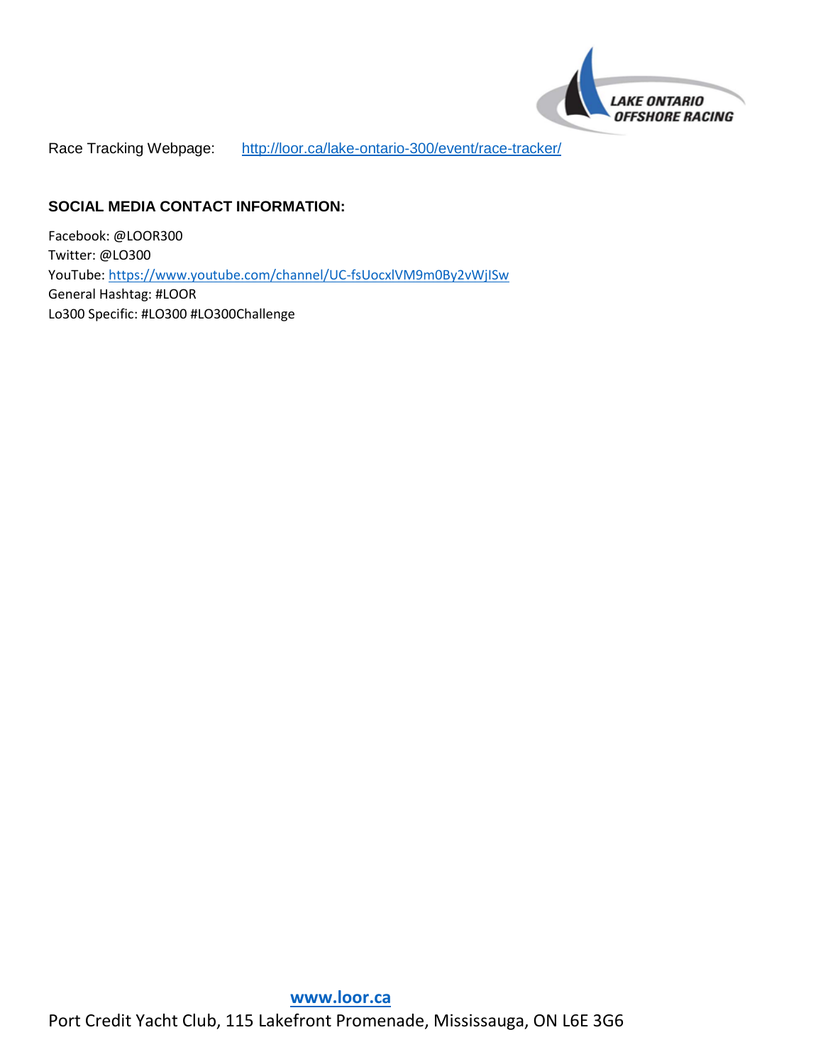Race Tracking Webpage: http://loor.ca/lake-ontario-300/event/race-tracker/

**SOCIAL MEDIA CONTACT INFORMATION:**

Facebook: @LOOR300
Twitter: @LO300
YouTube: https://www.youtube.com/channel/UC-fsUocxlVM9m0By2vWjISw
General Hashtag: #LOOR
Lo300 Specific: #LO300 #LO300Challenge

**www.loor.ca**
Port Credit Yacht Club, 115 Lakefront Promenade, Mississauga, ON L6E 3G6